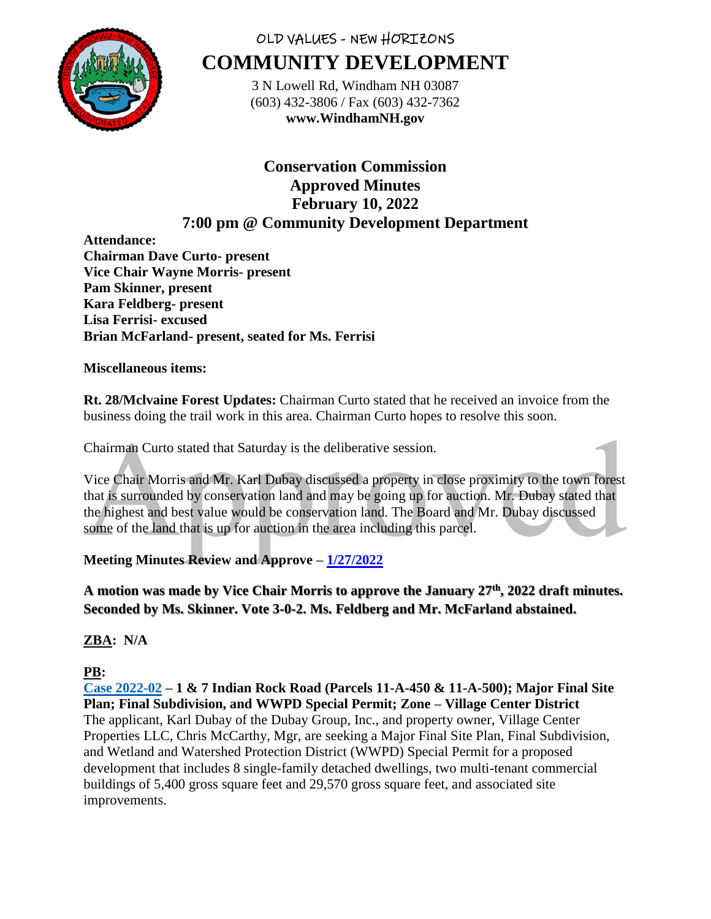OLD VALUES - NEW HORIZONS

# COMMUNITY DEVELOPMENT

3 N Lowell Rd, Windham NH 03087
(603) 432-3806 / Fax (603) 432-7362
**www.WindhamNH.gov**

## Conservation Commission
## Approved Minutes
## February 10, 2022
## 7:00 pm @ Community Development Department

**Attendance:**
**Chairman Dave Curto- present**
**Vice Chair Wayne Morris- present**
**Pam Skinner, present**
**Kara Feldberg- present**
**Lisa Ferrisi- excused**
**Brian McFarland- present, seated for Ms. Ferrisi**

**Miscellaneous items:**

**Rt. 28/Mclvaine Forest Updates:** Chairman Curto stated that he received an invoice from the business doing the trail work in this area. Chairman Curto hopes to resolve this soon.

Chairman Curto stated that Saturday is the deliberative session.

Vice Chair Morris and Mr. Karl Dubay discussed a property in close proximity to the town forest that is surrounded by conservation land and may be going up for auction. Mr. Dubay stated that the highest and best value would be conservation land. The Board and Mr. Dubay discussed some of the land that is up for auction in the area including this parcel.

**Meeting Minutes Review and Approve – 1/27/2022**

**A motion was made by Vice Chair Morris to approve the January 27th, 2022 draft minutes. Seconded by Ms. Skinner. Vote 3-0-2. Ms. Feldberg and Mr. McFarland abstained.**

**ZBA: N/A**

**PB:**

**Case 2022-02 – 1 & 7 Indian Rock Road (Parcels 11-A-450 & 11-A-500); Major Final Site Plan; Final Subdivision, and WWPD Special Permit; Zone – Village Center District**
The applicant, Karl Dubay of the Dubay Group, Inc., and property owner, Village Center Properties LLC, Chris McCarthy, Mgr, are seeking a Major Final Site Plan, Final Subdivision, and Wetland and Watershed Protection District (WWPD) Special Permit for a proposed development that includes 8 single-family detached dwellings, two multi-tenant commercial buildings of 5,400 gross square feet and 29,570 gross square feet, and associated site improvements.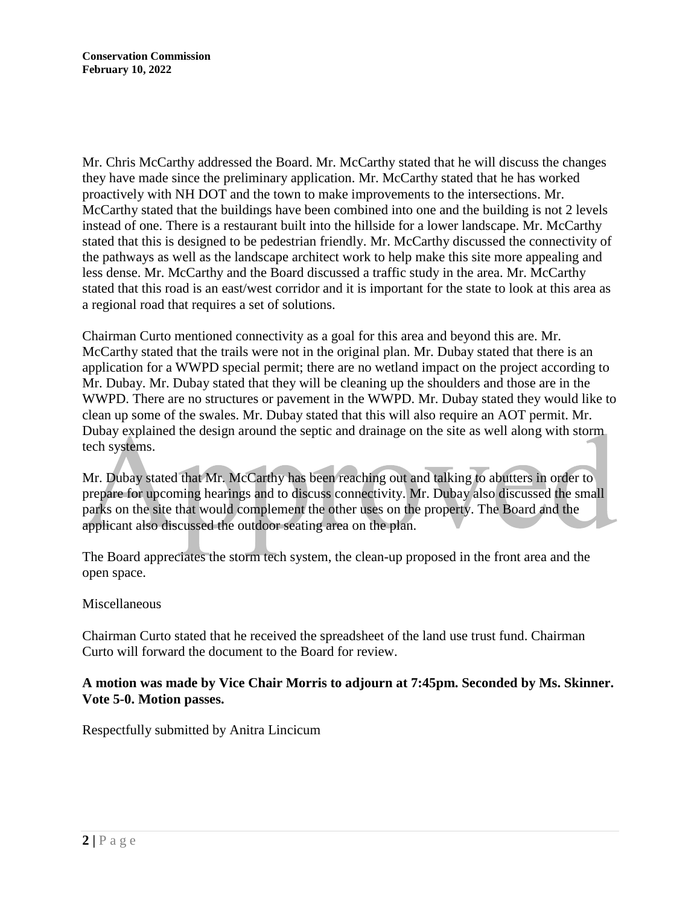Mr. Chris McCarthy addressed the Board. Mr. McCarthy stated that he will discuss the changes they have made since the preliminary application. Mr. McCarthy stated that he has worked proactively with NH DOT and the town to make improvements to the intersections. Mr. McCarthy stated that the buildings have been combined into one and the building is not 2 levels instead of one. There is a restaurant built into the hillside for a lower landscape. Mr. McCarthy stated that this is designed to be pedestrian friendly. Mr. McCarthy discussed the connectivity of the pathways as well as the landscape architect work to help make this site more appealing and less dense. Mr. McCarthy and the Board discussed a traffic study in the area. Mr. McCarthy stated that this road is an east/west corridor and it is important for the state to look at this area as a regional road that requires a set of solutions.

Chairman Curto mentioned connectivity as a goal for this area and beyond this are. Mr. McCarthy stated that the trails were not in the original plan. Mr. Dubay stated that there is an application for a WWPD special permit; there are no wetland impact on the project according to Mr. Dubay. Mr. Dubay stated that they will be cleaning up the shoulders and those are in the WWPD. There are no structures or pavement in the WWPD. Mr. Dubay stated they would like to clean up some of the swales. Mr. Dubay stated that this will also require an AOT permit. Mr. Dubay explained the design around the septic and drainage on the site as well along with storm tech systems.

Mr. Dubay stated that Mr. McCarthy has been reaching out and talking to abutters in order to prepare for upcoming hearings and to discuss connectivity. Mr. Dubay also discussed the small parks on the site that would complement the other uses on the property. The Board and the applicant also discussed the outdoor seating area on the plan.

The Board appreciates the storm tech system, the clean-up proposed in the front area and the open space.

Miscellaneous

Chairman Curto stated that he received the spreadsheet of the land use trust fund. Chairman Curto will forward the document to the Board for review.

**A motion was made by Vice Chair Morris to adjourn at 7:45pm. Seconded by Ms. Skinner. Vote 5-0. Motion passes.**

Respectfully submitted by Anitra Lincicum